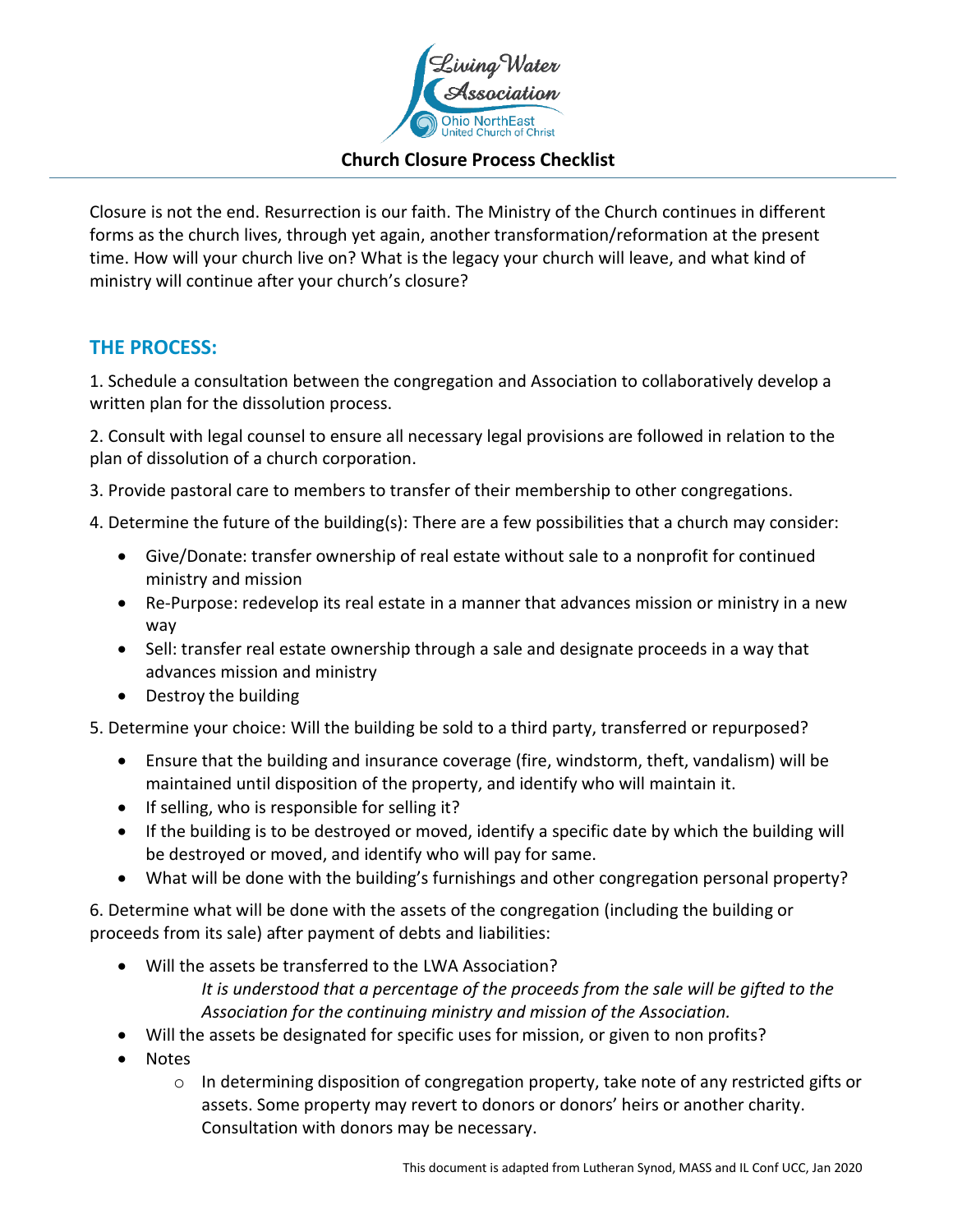# Church Closure Process Checklist

Closure is not the end. Resurrection is our faith. The Ministry of the Church continues in different forms as the church lives, through yet again, another transformation/reformation at the present time. How will your church live on? What is the legacy your church will leave, and what kind of ministry will continue after your church's closure?

## THE PROCESS:

1. Schedule a consultation between the congregation and Association to collaboratively develop a written plan for the dissolution process.

2. Consult with legal counsel to ensure all necessary legal provisions are followed in relation to the plan of dissolution of a church corporation.

3. Provide pastoral care to members to transfer of their membership to other congregations.

4. Determine the future of the building(s): There are a few possibilities that a church may consider:

- Give/Donate: transfer ownership of real estate without sale to a nonprofit for continued ministry and mission
- Re-Purpose: redevelop its real estate in a manner that advances mission or ministry in a new way
- Sell: transfer real estate ownership through a sale and designate proceeds in a way that advances mission and ministry
- Destroy the building

5. Determine your choice: Will the building be sold to a third party, transferred or repurposed?

- Ensure that the building and insurance coverage (fire, windstorm, theft, vandalism) will be maintained until disposition of the property, and identify who will maintain it.
- If selling, who is responsible for selling it?
- If the building is to be destroyed or moved, identify a specific date by which the building will be destroyed or moved, and identify who will pay for same.
- What will be done with the building's furnishings and other congregation personal property?

6. Determine what will be done with the assets of the congregation (including the building or proceeds from its sale) after payment of debts and liabilities:

- Will the assets be transferred to the LWA Association?

  *It is understood that a percentage of the proceeds from the sale will be gifted to the Association for the continuing ministry and mission of the Association.*
- Will the assets be designated for specific uses for mission, or given to non profits?
- Notes
  - In determining disposition of congregation property, take note of any restricted gifts or assets. Some property may revert to donors or donors' heirs or another charity. Consultation with donors may be necessary.

This document is adapted from Lutheran Synod, MASS and IL Conf UCC, Jan 2020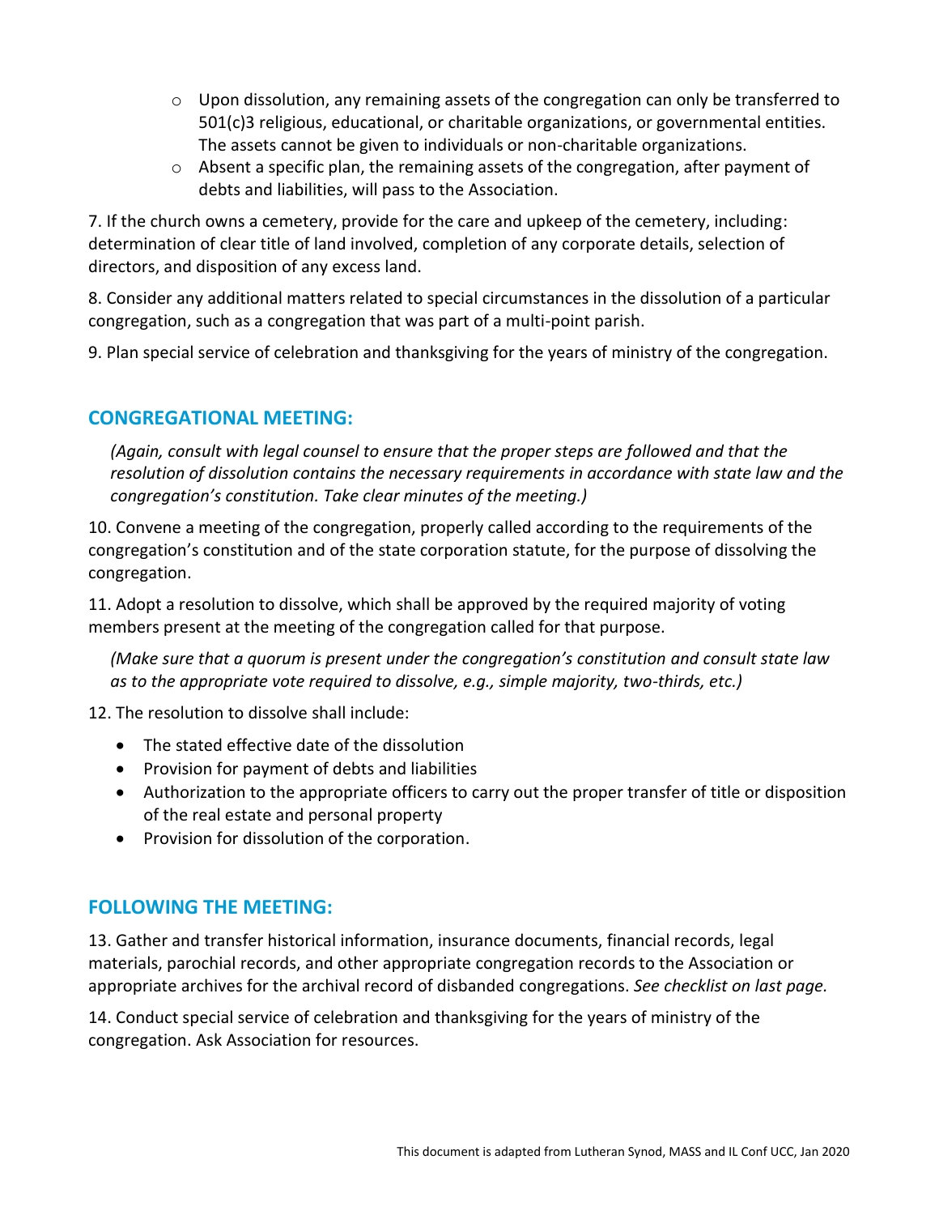- Upon dissolution, any remaining assets of the congregation can only be transferred to 501(c)3 religious, educational, or charitable organizations, or governmental entities. The assets cannot be given to individuals or non-charitable organizations.
- Absent a specific plan, the remaining assets of the congregation, after payment of debts and liabilities, will pass to the Association.

7. If the church owns a cemetery, provide for the care and upkeep of the cemetery, including: determination of clear title of land involved, completion of any corporate details, selection of directors, and disposition of any excess land.

8. Consider any additional matters related to special circumstances in the dissolution of a particular congregation, such as a congregation that was part of a multi-point parish.

9. Plan special service of celebration and thanksgiving for the years of ministry of the congregation.

## CONGREGATIONAL MEETING:

*(Again, consult with legal counsel to ensure that the proper steps are followed and that the resolution of dissolution contains the necessary requirements in accordance with state law and the congregation's constitution. Take clear minutes of the meeting.)*

10. Convene a meeting of the congregation, properly called according to the requirements of the congregation's constitution and of the state corporation statute, for the purpose of dissolving the congregation.

11. Adopt a resolution to dissolve, which shall be approved by the required majority of voting members present at the meeting of the congregation called for that purpose.

*(Make sure that a quorum is present under the congregation's constitution and consult state law as to the appropriate vote required to dissolve, e.g., simple majority, two-thirds, etc.)*

12. The resolution to dissolve shall include:

- The stated effective date of the dissolution
- Provision for payment of debts and liabilities
- Authorization to the appropriate officers to carry out the proper transfer of title or disposition of the real estate and personal property
- Provision for dissolution of the corporation.

## FOLLOWING THE MEETING:

13. Gather and transfer historical information, insurance documents, financial records, legal materials, parochial records, and other appropriate congregation records to the Association or appropriate archives for the archival record of disbanded congregations. *See checklist on last page.*

14. Conduct special service of celebration and thanksgiving for the years of ministry of the congregation. Ask Association for resources.

This document is adapted from Lutheran Synod, MASS and IL Conf UCC, Jan 2020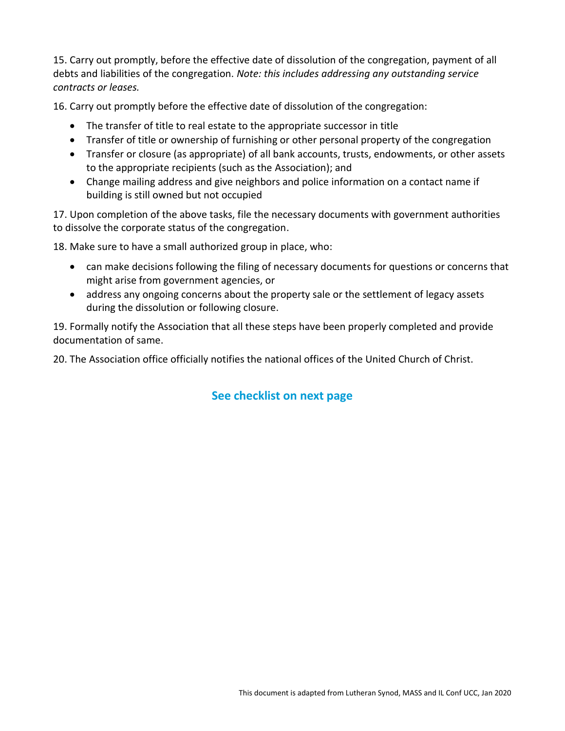15. Carry out promptly, before the effective date of dissolution of the congregation, payment of all debts and liabilities of the congregation. *Note: this includes addressing any outstanding service contracts or leases.*

16. Carry out promptly before the effective date of dissolution of the congregation:

- The transfer of title to real estate to the appropriate successor in title
- Transfer of title or ownership of furnishing or other personal property of the congregation
- Transfer or closure (as appropriate) of all bank accounts, trusts, endowments, or other assets to the appropriate recipients (such as the Association); and
- Change mailing address and give neighbors and police information on a contact name if building is still owned but not occupied

17. Upon completion of the above tasks, file the necessary documents with government authorities to dissolve the corporate status of the congregation.

18. Make sure to have a small authorized group in place, who:

- can make decisions following the filing of necessary documents for questions or concerns that might arise from government agencies, or
- address any ongoing concerns about the property sale or the settlement of legacy assets during the dissolution or following closure.

19. Formally notify the Association that all these steps have been properly completed and provide documentation of same.

20. The Association office officially notifies the national offices of the United Church of Christ.

**See checklist on next page**

This document is adapted from Lutheran Synod, MASS and IL Conf UCC, Jan 2020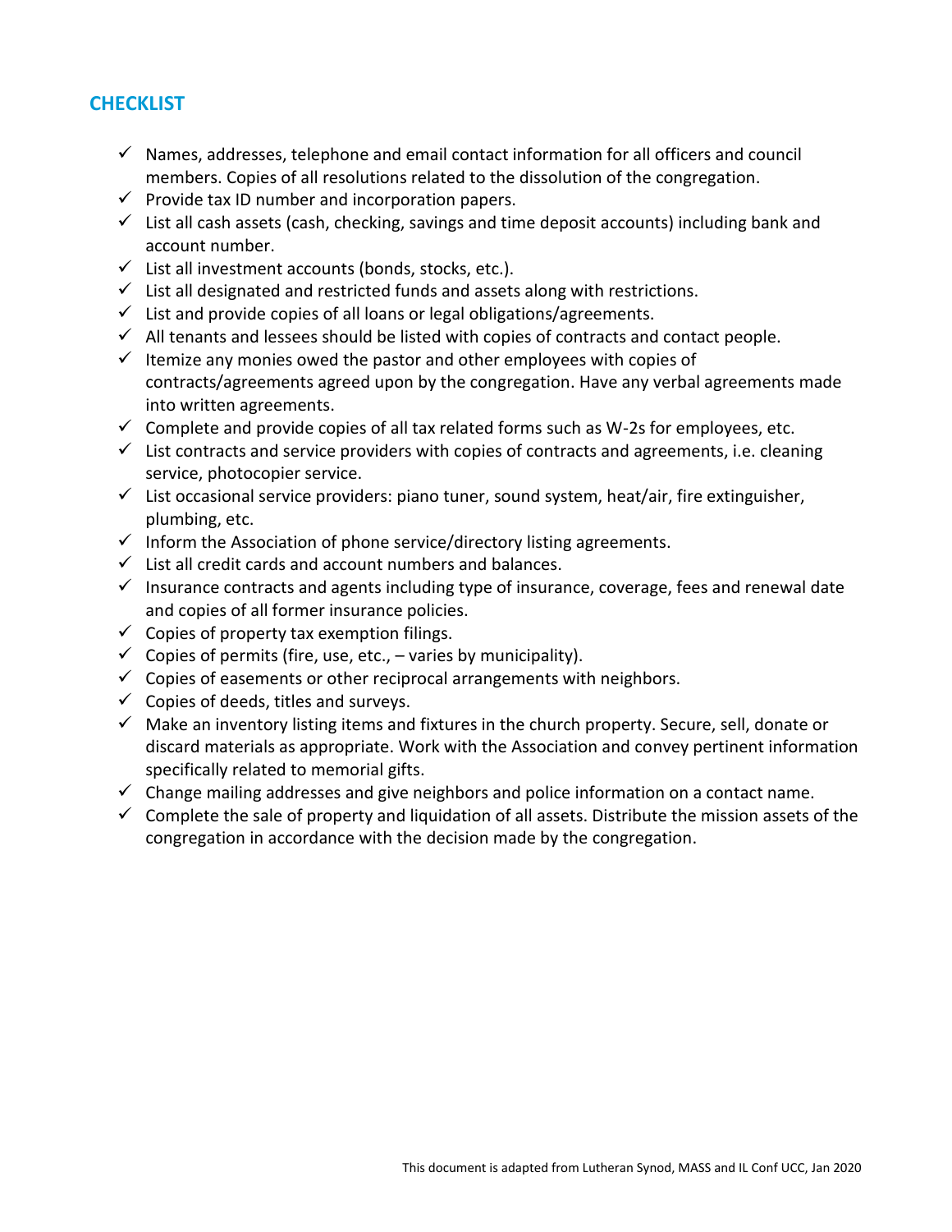## CHECKLIST

- ✓ Names, addresses, telephone and email contact information for all officers and council members. Copies of all resolutions related to the dissolution of the congregation.
- ✓ Provide tax ID number and incorporation papers.
- ✓ List all cash assets (cash, checking, savings and time deposit accounts) including bank and account number.
- ✓ List all investment accounts (bonds, stocks, etc.).
- ✓ List all designated and restricted funds and assets along with restrictions.
- ✓ List and provide copies of all loans or legal obligations/agreements.
- ✓ All tenants and lessees should be listed with copies of contracts and contact people.
- ✓ Itemize any monies owed the pastor and other employees with copies of contracts/agreements agreed upon by the congregation. Have any verbal agreements made into written agreements.
- ✓ Complete and provide copies of all tax related forms such as W-2s for employees, etc.
- ✓ List contracts and service providers with copies of contracts and agreements, i.e. cleaning service, photocopier service.
- ✓ List occasional service providers: piano tuner, sound system, heat/air, fire extinguisher, plumbing, etc.
- ✓ Inform the Association of phone service/directory listing agreements.
- ✓ List all credit cards and account numbers and balances.
- ✓ Insurance contracts and agents including type of insurance, coverage, fees and renewal date and copies of all former insurance policies.
- ✓ Copies of property tax exemption filings.
- ✓ Copies of permits (fire, use, etc., – varies by municipality).
- ✓ Copies of easements or other reciprocal arrangements with neighbors.
- ✓ Copies of deeds, titles and surveys.
- ✓ Make an inventory listing items and fixtures in the church property. Secure, sell, donate or discard materials as appropriate. Work with the Association and convey pertinent information specifically related to memorial gifts.
- ✓ Change mailing addresses and give neighbors and police information on a contact name.
- ✓ Complete the sale of property and liquidation of all assets. Distribute the mission assets of the congregation in accordance with the decision made by the congregation.

This document is adapted from Lutheran Synod, MASS and IL Conf UCC, Jan 2020